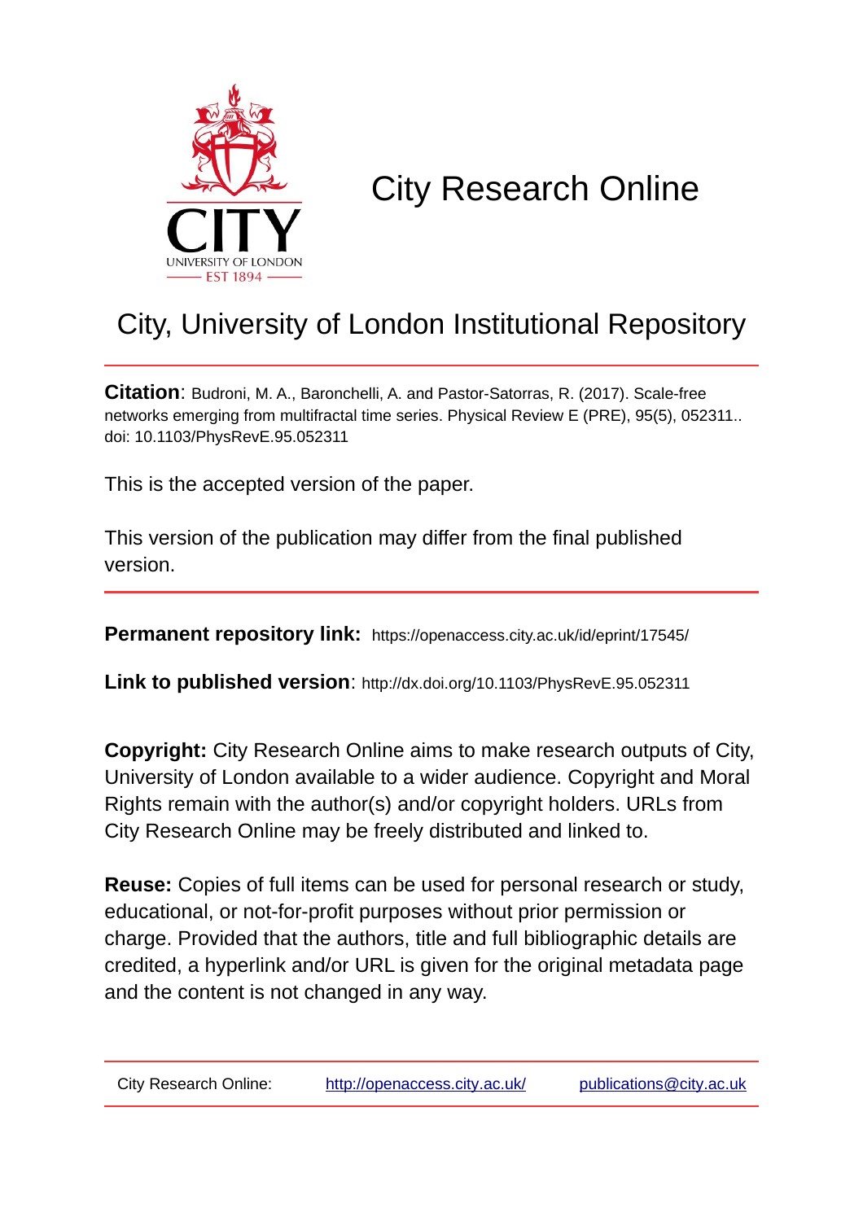# City Research Online

## City, University of London Institutional Repository

**Citation**: Budroni, M. A., Baronchelli, A. and Pastor-Satorras, R. (2017). Scale-free networks emerging from multifractal time series. Physical Review E (PRE), 95(5), 052311.. doi: 10.1103/PhysRevE.95.052311

This is the accepted version of the paper.

This version of the publication may differ from the final published version.

**Permanent repository link:** https://openaccess.city.ac.uk/id/eprint/17545/

**Link to published version**: http://dx.doi.org/10.1103/PhysRevE.95.052311

**Copyright:** City Research Online aims to make research outputs of City, University of London available to a wider audience. Copyright and Moral Rights remain with the author(s) and/or copyright holders. URLs from City Research Online may be freely distributed and linked to.

**Reuse:** Copies of full items can be used for personal research or study, educational, or not-for-profit purposes without prior permission or charge. Provided that the authors, title and full bibliographic details are credited, a hyperlink and/or URL is given for the original metadata page and the content is not changed in any way.

City Research Online: http://openaccess.city.ac.uk/ publications@city.ac.uk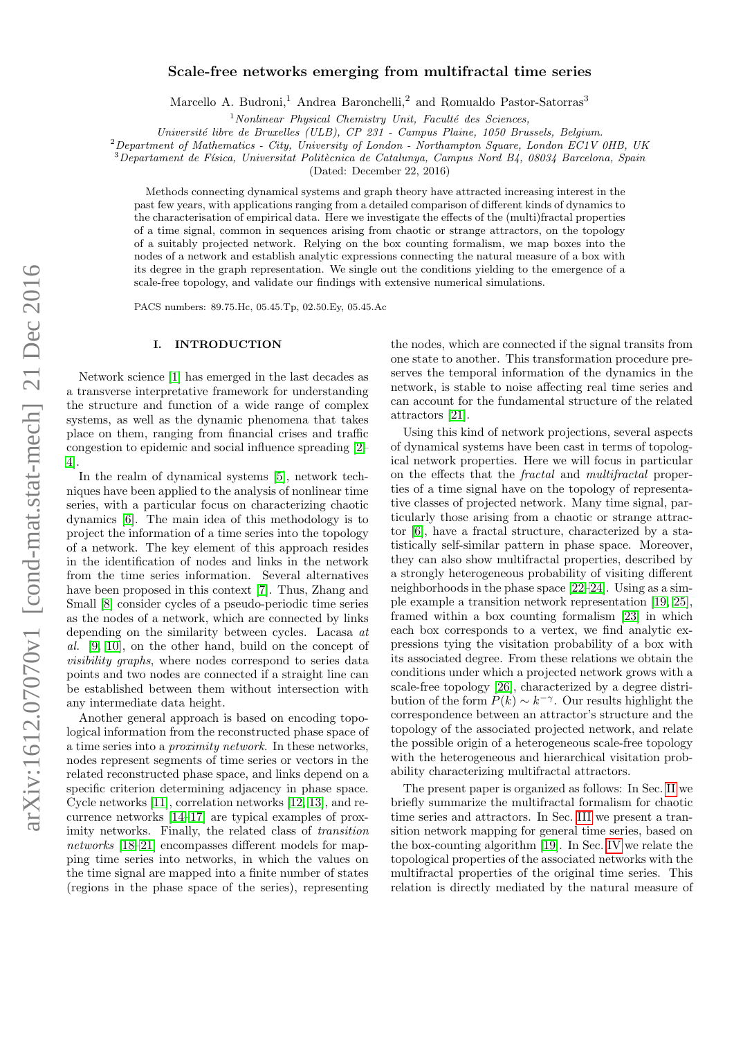# Scale-free networks emerging from multifractal time series

Marcello A. Budroni,[1] Andrea Baronchelli,[2] and Romualdo Pastor-Satorras[3]

[1]*Nonlinear Physical Chemistry Unit, Faculté des Sciences, Université libre de Bruxelles (ULB), CP 231 - Campus Plaine, 1050 Brussels, Belgium.*

[2]*Department of Mathematics - City, University of London - Northampton Square, London EC1V 0HB, UK*

[3]*Departament de Física, Universitat Politècnica de Catalunya, Campus Nord B4, 08034 Barcelona, Spain*

(Dated: December 22, 2016)

Methods connecting dynamical systems and graph theory have attracted increasing interest in the past few years, with applications ranging from a detailed comparison of different kinds of dynamics to the characterisation of empirical data. Here we investigate the effects of the (multi)fractal properties of a time signal, common in sequences arising from chaotic or strange attractors, on the topology of a suitably projected network. Relying on the box counting formalism, we map boxes into the nodes of a network and establish analytic expressions connecting the natural measure of a box with its degree in the graph representation. We single out the conditions yielding to the emergence of a scale-free topology, and validate our findings with extensive numerical simulations.

PACS numbers: 89.75.Hc, 05.45.Tp, 02.50.Ey, 05.45.Ac

## I. INTRODUCTION

Network science [1] has emerged in the last decades as a transverse interpretative framework for understanding the structure and function of a wide range of complex systems, as well as the dynamic phenomena that takes place on them, ranging from financial crises and traffic congestion to epidemic and social influence spreading [2–4].

In the realm of dynamical systems [5], network techniques have been applied to the analysis of nonlinear time series, with a particular focus on characterizing chaotic dynamics [6]. The main idea of this methodology is to project the information of a time series into the topology of a network. The key element of this approach resides in the identification of nodes and links in the network from the time series information. Several alternatives have been proposed in this context [7]. Thus, Zhang and Small [8] consider cycles of a pseudo-periodic time series as the nodes of a network, which are connected by links depending on the similarity between cycles. Lacasa *at al.* [9, 10], on the other hand, build on the concept of *visibility graphs*, where nodes correspond to series data points and two nodes are connected if a straight line can be established between them without intersection with any intermediate data height.

Another general approach is based on encoding topological information from the reconstructed phase space of a time series into a *proximity network*. In these networks, nodes represent segments of time series or vectors in the related reconstructed phase space, and links depend on a specific criterion determining adjacency in phase space. Cycle networks [11], correlation networks [12, 13], and recurrence networks [14–17] are typical examples of proximity networks. Finally, the related class of *transition networks* [18–21] encompasses different models for mapping time series into networks, in which the values on the time signal are mapped into a finite number of states (regions in the phase space of the series), representing the nodes, which are connected if the signal transits from one state to another. This transformation procedure preserves the temporal information of the dynamics in the network, is stable to noise affecting real time series and can account for the fundamental structure of the related attractors [21].

Using this kind of network projections, several aspects of dynamical systems have been cast in terms of topological network properties. Here we will focus in particular on the effects that the *fractal* and *multifractal* properties of a time signal have on the topology of representative classes of projected network. Many time signal, particularly those arising from a chaotic or strange attractor [6], have a fractal structure, characterized by a statistically self-similar pattern in phase space. Moreover, they can also show multifractal properties, described by a strongly heterogeneous probability of visiting different neighborhoods in the phase space [22–24]. Using as a simple example a transition network representation [19, 25], framed within a box counting formalism [23] in which each box corresponds to a vertex, we find analytic expressions tying the visitation probability of a box with its associated degree. From these relations we obtain the conditions under which a projected network grows with a scale-free topology [26], characterized by a degree distribution of the form $P(k) \sim k^{-\gamma}$. Our results highlight the correspondence between an attractor's structure and the topology of the associated projected network, and relate the possible origin of a heterogeneous scale-free topology with the heterogeneous and hierarchical visitation probability characterizing multifractal attractors.

The present paper is organized as follows: In Sec. II we briefly summarize the multifractal formalism for chaotic time series and attractors. In Sec. III we present a transition network mapping for general time series, based on the box-counting algorithm [19]. In Sec. IV we relate the topological properties of the associated networks with the multifractal properties of the original time series. This relation is directly mediated by the natural measure of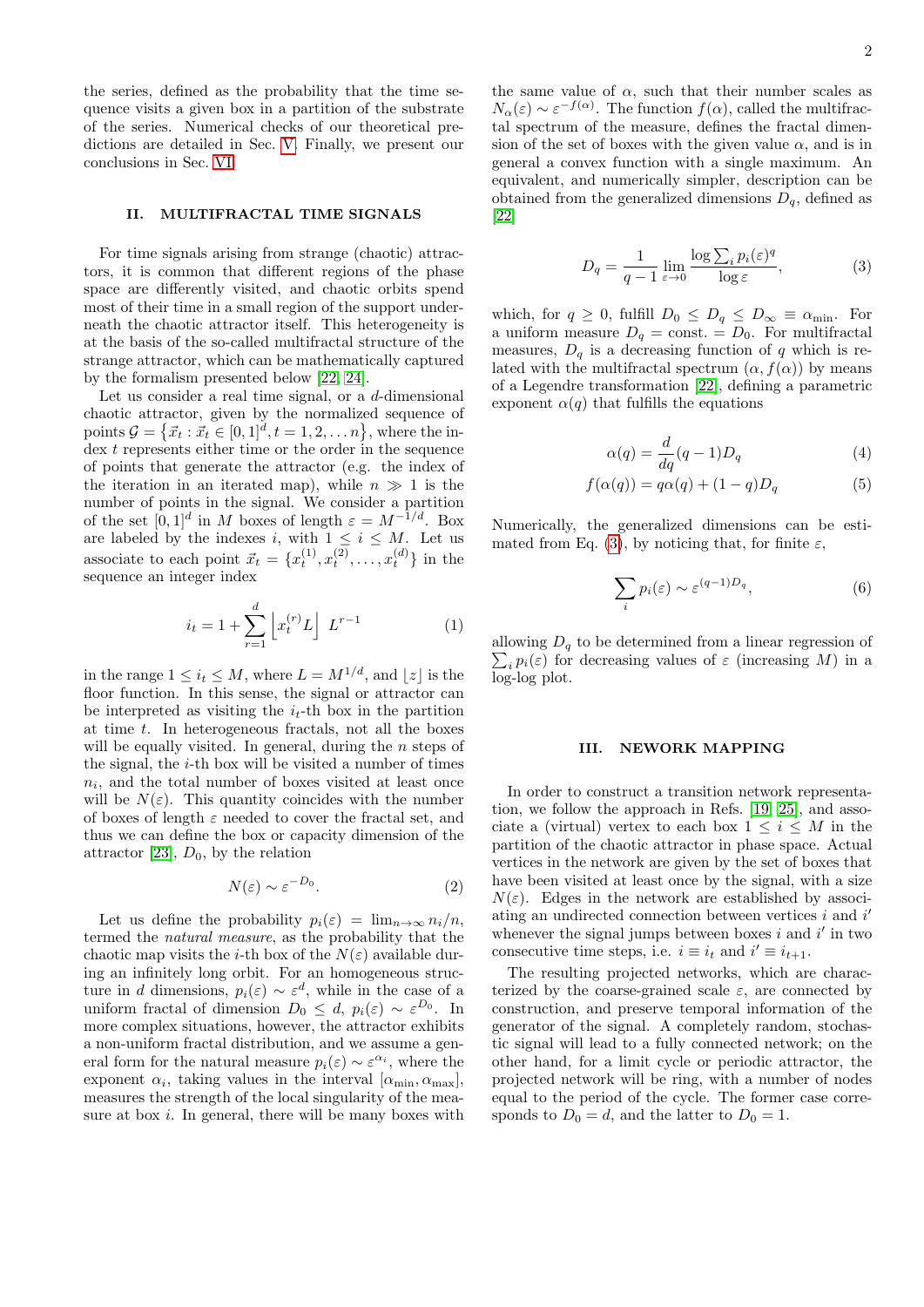the series, defined as the probability that the time sequence visits a given box in a partition of the substrate of the series. Numerical checks of our theoretical predictions are detailed in Sec. V. Finally, we present our conclusions in Sec. VI.

## II. MULTIFRACTAL TIME SIGNALS

For time signals arising from strange (chaotic) attractors, it is common that different regions of the phase space are differently visited, and chaotic orbits spend most of their time in a small region of the support underneath the chaotic attractor itself. This heterogeneity is at the basis of the so-called multifractal structure of the strange attractor, which can be mathematically captured by the formalism presented below [22, 24].

Let us consider a real time signal, or a $d$-dimensional chaotic attractor, given by the normalized sequence of points $\mathcal{G} = \{\vec{x}_t : \vec{x}_t \in [0,1]^d, t = 1, 2, \dots n\}$, where the index $t$ represents either time or the order in the sequence of points that generate the attractor (e.g. the index of the iteration in an iterated map), while $n \gg 1$ is the number of points in the signal. We consider a partition of the set $[0,1]^d$ in $M$ boxes of length $\varepsilon = M^{-1/d}$. Box are labeled by the indexes $i$, with $1 \leq i \leq M$. Let us associate to each point $\vec{x}_t = \{x_t^{(1)}, x_t^{(2)}, \dots, x_t^{(d)}\}$ in the sequence an integer index

$$
i_t = 1 + \sum_{r=1}^{d} \left\lfloor x_t^{(r)} L \right\rfloor \, L^{r-1} \tag{1}
$$

in the range $1 \leq i_t \leq M$, where $L = M^{1/d}$, and $\lfloor z \rfloor$ is the floor function. In this sense, the signal or attractor can be interpreted as visiting the $i_t$-th box in the partition at time $t$. In heterogeneous fractals, not all the boxes will be equally visited. In general, during the $n$ steps of the signal, the $i$-th box will be visited a number of times $n_i$, and the total number of boxes visited at least once will be $N(\varepsilon)$. This quantity coincides with the number of boxes of length $\varepsilon$ needed to cover the fractal set, and thus we can define the box or capacity dimension of the attractor [23], $D_0$, by the relation

$$
N(\varepsilon) \sim \varepsilon^{-D_0}. \tag{2}
$$

Let us define the probability $p_i(\varepsilon) = \lim_{n\to\infty} n_i/n$, termed the *natural measure*, as the probability that the chaotic map visits the $i$-th box of the $N(\varepsilon)$ available during an infinitely long orbit. For an homogeneous structure in $d$ dimensions, $p_i(\varepsilon) \sim \varepsilon^d$, while in the case of a uniform fractal of dimension $D_0 \leq d$, $p_i(\varepsilon) \sim \varepsilon^{D_0}$. In more complex situations, however, the attractor exhibits a non-uniform fractal distribution, and we assume a general form for the natural measure $p_i(\varepsilon) \sim \varepsilon^{\alpha_i}$, where the exponent $\alpha_i$, taking values in the interval $[\alpha_{\min}, \alpha_{\max}]$, measures the strength of the local singularity of the measure at box $i$. In general, there will be many boxes with the same value of $\alpha$, such that their number scales as $N_\alpha(\varepsilon) \sim \varepsilon^{-f(\alpha)}$. The function $f(\alpha)$, called the multifractal spectrum of the measure, defines the fractal dimension of the set of boxes with the given value $\alpha$, and is in general a convex function with a single maximum. An equivalent, and numerically simpler, description can be obtained from the generalized dimensions $D_q$, defined as [22]

$$
D_q = \frac{1}{q-1} \lim_{\varepsilon\to 0} \frac{\log \sum_i p_i(\varepsilon)^q}{\log \varepsilon}, \tag{3}
$$

which, for $q \geq 0$, fulfill $D_0 \leq D_q \leq D_\infty \equiv \alpha_{\min}$. For a uniform measure $D_q = \text{const.} = D_0$. For multifractal measures, $D_q$ is a decreasing function of $q$ which is related with the multifractal spectrum $(\alpha, f(\alpha))$ by means of a Legendre transformation [22], defining a parametric exponent $\alpha(q)$ that fulfills the equations

$$
\alpha(q) = \frac{d}{dq}(q-1)D_q \tag{4}
$$

$$
f(\alpha(q)) = q\alpha(q) + (1-q)D_q \tag{5}
$$

Numerically, the generalized dimensions can be estimated from Eq. (3), by noticing that, for finite $\varepsilon$,

$$
\sum_i p_i(\varepsilon) \sim \varepsilon^{(q-1)D_q}, \tag{6}
$$

allowing $D_q$ to be determined from a linear regression of $\sum_i p_i(\varepsilon)$ for decreasing values of $\varepsilon$ (increasing $M$) in a log-log plot.

## III. NEWORK MAPPING

In order to construct a transition network representation, we follow the approach in Refs. [19, 25], and associate a (virtual) vertex to each box $1 \leq i \leq M$ in the partition of the chaotic attractor in phase space. Actual vertices in the network are given by the set of boxes that have been visited at least once by the signal, with a size $N(\varepsilon)$. Edges in the network are established by associating an undirected connection between vertices $i$ and $i'$ whenever the signal jumps between boxes $i$ and $i'$ in two consecutive time steps, i.e. $i \equiv i_t$ and $i' \equiv i_{t+1}$.

The resulting projected networks, which are characterized by the coarse-grained scale $\varepsilon$, are connected by construction, and preserve temporal information of the generator of the signal. A completely random, stochastic signal will lead to a fully connected network; on the other hand, for a limit cycle or periodic attractor, the projected network will be ring, with a number of nodes equal to the period of the cycle. The former case corresponds to $D_0 = d$, and the latter to $D_0 = 1$.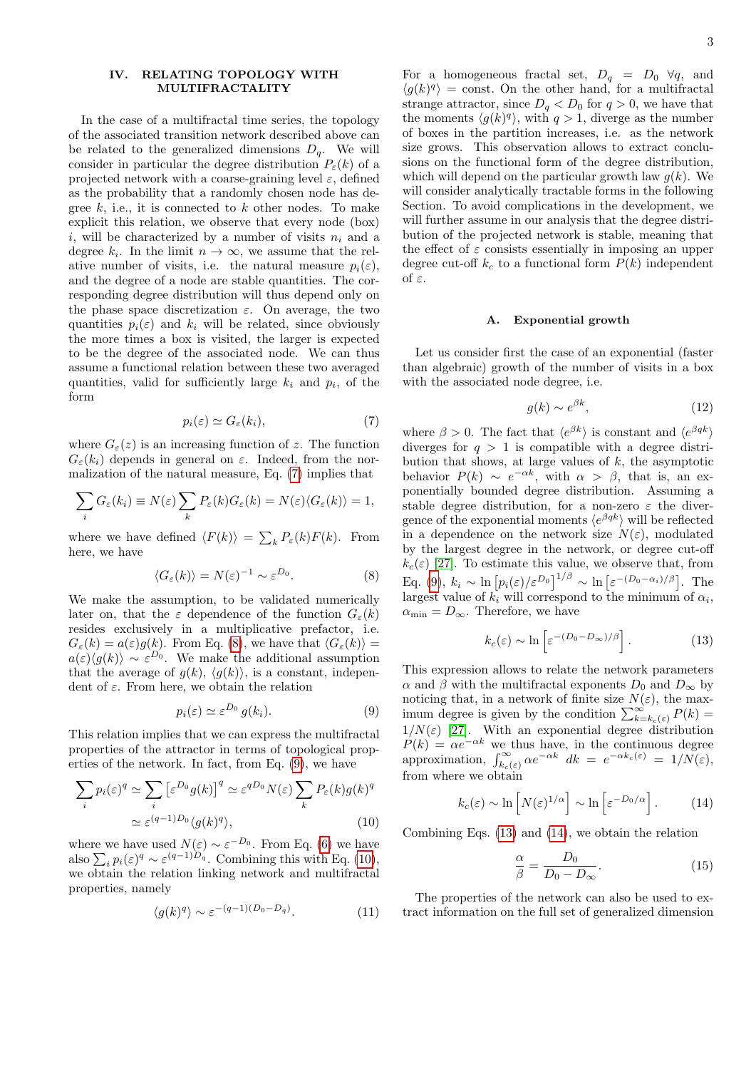## IV. RELATING TOPOLOGY WITH MULTIFRACTALITY

In the case of a multifractal time series, the topology of the associated transition network described above can be related to the generalized dimensions $D_q$. We will consider in particular the degree distribution $P_\varepsilon(k)$ of a projected network with a coarse-graining level $\varepsilon$, defined as the probability that a randomly chosen node has degree $k$, i.e., it is connected to $k$ other nodes. To make explicit this relation, we observe that every node (box) $i$, will be characterized by a number of visits $n_i$ and a degree $k_i$. In the limit $n \to \infty$, we assume that the relative number of visits, i.e. the natural measure $p_i(\varepsilon)$, and the degree of a node are stable quantities. The corresponding degree distribution will thus depend only on the phase space discretization $\varepsilon$. On average, the two quantities $p_i(\varepsilon)$ and $k_i$ will be related, since obviously the more times a box is visited, the larger is expected to be the degree of the associated node. We can thus assume a functional relation between these two averaged quantities, valid for sufficiently large $k_i$ and $p_i$, of the form

$$p_i(\varepsilon) \simeq G_\varepsilon(k_i), \tag{7}$$

where $G_\varepsilon(z)$ is an increasing function of $z$. The function $G_\varepsilon(k_i)$ depends in general on $\varepsilon$. Indeed, from the normalization of the natural measure, Eq. (7) implies that

$$\sum_i G_\varepsilon(k_i) \equiv N(\varepsilon) \sum_k P_\varepsilon(k) G_\varepsilon(k) = N(\varepsilon) \langle G_\varepsilon(k) \rangle = 1,$$

where we have defined $\langle F(k) \rangle = \sum_k P_\varepsilon(k) F(k)$. From here, we have

$$\langle G_\varepsilon(k) \rangle = N(\varepsilon)^{-1} \sim \varepsilon^{D_0}. \tag{8}$$

We make the assumption, to be validated numerically later on, that the $\varepsilon$ dependence of the function $G_\varepsilon(k)$ resides exclusively in a multiplicative prefactor, i.e. $G_\varepsilon(k) = a(\varepsilon) g(k)$. From Eq. (8), we have that $\langle G_\varepsilon(k) \rangle = a(\varepsilon) \langle g(k) \rangle \sim \varepsilon^{D_0}$. We make the additional assumption that the average of $g(k)$, $\langle g(k) \rangle$, is a constant, independent of $\varepsilon$. From here, we obtain the relation

$$p_i(\varepsilon) \simeq \varepsilon^{D_0} g(k_i). \tag{9}$$

This relation implies that we can express the multifractal properties of the attractor in terms of topological properties of the network. In fact, from Eq. (9), we have

$$\begin{aligned}\sum_i p_i(\varepsilon)^q &\simeq \sum_i \left[\varepsilon^{D_0} g(k)\right]^q \simeq \varepsilon^{q D_0} N(\varepsilon) \sum_k P_\varepsilon(k) g(k)^q \\ &\simeq \varepsilon^{(q-1) D_0} \langle g(k^q) \rangle,\end{aligned} \tag{10}$$

where we have used $N(\varepsilon) \sim \varepsilon^{-D_0}$. From Eq. (6) we have also $\sum_i p_i(\varepsilon)^q \sim \varepsilon^{(q-1) D_q}$. Combining this with Eq. (10), we obtain the relation linking network and multifractal properties, namely

$$\langle g(k)^q \rangle \sim \varepsilon^{-(q-1)(D_0 - D_q)}. \tag{11}$$

For a homogeneous fractal set, $D_q = D_0 \ \forall q$, and $\langle g(k)^q \rangle = \text{const.}$ On the other hand, for a multifractal strange attractor, since $D_q < D_0$ for $q > 0$, we have that the moments $\langle g(k)^q \rangle$, with $q > 1$, diverge as the number of boxes in the partition increases, i.e. as the network size grows. This observation allows to extract conclusions on the functional form of the degree distribution, which will depend on the particular growth law $g(k)$. We will consider analytically tractable forms in the following Section. To avoid complications in the development, we will further assume in our analysis that the degree distribution of the projected network is stable, meaning that the effect of $\varepsilon$ consists essentially in imposing an upper degree cut-off $k_c$ to a functional form $P(k)$ independent of $\varepsilon$.

### A. Exponential growth

Let us consider first the case of an exponential (faster than algebraic) growth of the number of visits in a box with the associated node degree, i.e.

$$g(k) \sim e^{\beta k}, \tag{12}$$

where $\beta > 0$. The fact that $\langle e^{\beta k} \rangle$ is constant and $\langle e^{\beta q k} \rangle$ diverges for $q > 1$ is compatible with a degree distribution that shows, at large values of $k$, the asymptotic behavior $P(k) \sim e^{-\alpha k}$, with $\alpha > \beta$, that is, an exponentially bounded degree distribution. Assuming a stable degree distribution, for a non-zero $\varepsilon$ the divergence of the exponential moments $\langle e^{\beta q k} \rangle$ will be reflected in a dependence on the network size $N(\varepsilon)$, modulated by the largest degree in the network, or degree cut-off $k_c(\varepsilon)$ [27]. To estimate this value, we observe that, from Eq. (9), $k_i \sim \ln \left[p_i(\varepsilon)/\varepsilon^{D_0}\right]^{1/\beta} \sim \ln \left[\varepsilon^{-(D_0 - \alpha_i)/\beta}\right]$. The largest value of $k_i$ will correspond to the minimum of $\alpha_i$, $\alpha_{\min} = D_\infty$. Therefore, we have

$$k_c(\varepsilon) \sim \ln \left[\varepsilon^{-(D_0 - D_\infty)/\beta}\right]. \tag{13}$$

This expression allows to relate the network parameters $\alpha$ and $\beta$ with the multifractal exponents $D_0$ and $D_\infty$ by noticing that, in a network of finite size $N(\varepsilon)$, the maximum degree is given by the condition $\sum_{k=k_c(\varepsilon)}^\infty P(k) = 1/N(\varepsilon)$ [27]. With an exponential degree distribution $P(k) = \alpha e^{-\alpha k}$ we thus have, in the continuous degree approximation, $\int_{k_c(\varepsilon)}^\infty \alpha e^{-\alpha k} \, dk = e^{-\alpha k_c(\varepsilon)} = 1/N(\varepsilon)$, from where we obtain

$$k_c(\varepsilon) \sim \ln \left[N(\varepsilon)^{1/\alpha}\right] \sim \ln \left[\varepsilon^{-D_0/\alpha}\right]. \tag{14}$$

Combining Eqs. (13) and (14), we obtain the relation

$$\frac{\alpha}{\beta} = \frac{D_0}{D_0 - D_\infty}. \tag{15}$$

The properties of the network can also be used to extract information on the full set of generalized dimension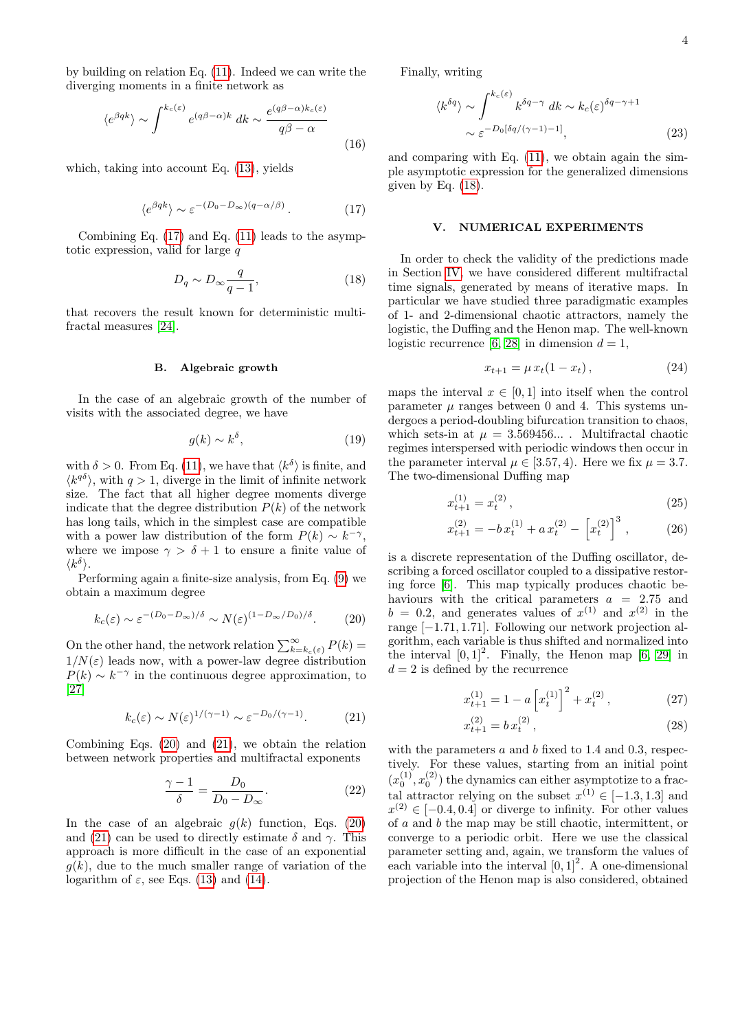by building on relation Eq. (11). Indeed we can write the diverging moments in a finite network as

$$\langle e^{\beta q k}\rangle \sim \int^{k_c(\varepsilon)} e^{(q\beta-\alpha)k}\, dk \sim \frac{e^{(q\beta-\alpha)k_c(\varepsilon)}}{q\beta-\alpha} \tag{16}$$

which, taking into account Eq. (13), yields

$$\langle e^{\beta q k}\rangle \sim \varepsilon^{-(D_0-D_\infty)(q-\alpha/\beta)}. \tag{17}$$

Combining Eq. (17) and Eq. (11) leads to the asymptotic expression, valid for large $q$

$$D_q \sim D_\infty \frac{q}{q-1}, \tag{18}$$

that recovers the result known for deterministic multifractal measures [24].

### B. Algebraic growth

In the case of an algebraic growth of the number of visits with the associated degree, we have

$$g(k) \sim k^{\delta}, \tag{19}$$

with $\delta > 0$. From Eq. (11), we have that $\langle k^{\delta}\rangle$ is finite, and $\langle k^{q\delta}\rangle$, with $q > 1$, diverge in the limit of infinite network size. The fact that all higher degree moments diverge indicate that the degree distribution $P(k)$ of the network has long tails, which in the simplest case are compatible with a power law distribution of the form $P(k) \sim k^{-\gamma}$, where we impose $\gamma > \delta + 1$ to ensure a finite value of $\langle k^{\delta}\rangle$.

Performing again a finite-size analysis, from Eq. (9) we obtain a maximum degree

$$k_c(\varepsilon) \sim \varepsilon^{-(D_0-D_\infty)/\delta} \sim N(\varepsilon)^{(1-D_\infty/D_0)/\delta}. \tag{20}$$

On the other hand, the network relation $\sum_{k=k_c(\varepsilon)}^{\infty} P(k) = 1/N(\varepsilon)$ leads now, with a power-law degree distribution $P(k) \sim k^{-\gamma}$ in the continuous degree approximation, to [27]

$$k_c(\varepsilon) \sim N(\varepsilon)^{1/(\gamma-1)} \sim \varepsilon^{-D_0/(\gamma-1)}. \tag{21}$$

Combining Eqs. (20) and (21), we obtain the relation between network properties and multifractal exponents

$$\frac{\gamma-1}{\delta} = \frac{D_0}{D_0-D_\infty}. \tag{22}$$

In the case of an algebraic $g(k)$ function, Eqs. (20) and (21) can be used to directly estimate $\delta$ and $\gamma$. This approach is more difficult in the case of an exponential $g(k)$, due to the much smaller range of variation of the logarithm of $\varepsilon$, see Eqs. (13) and (14).

Finally, writing

$$\langle k^{\delta q}\rangle \sim \int^{k_c(\varepsilon)} k^{\delta q-\gamma}\, dk \sim k_c(\varepsilon)^{\delta q-\gamma+1} \sim \varepsilon^{-D_0[\delta q/(\gamma-1)-1]}, \tag{23}$$

and comparing with Eq. (11), we obtain again the simple asymptotic expression for the generalized dimensions given by Eq. (18).

## V. NUMERICAL EXPERIMENTS

In order to check the validity of the predictions made in Section IV, we have considered different multifractal time signals, generated by means of iterative maps. In particular we have studied three paradigmatic examples of 1- and 2-dimensional chaotic attractors, namely the logistic, the Duffing and the Henon map. The well-known logistic recurrence [6, 28] in dimension $d = 1$,

$$x_{t+1} = \mu\, x_t(1-x_t), \tag{24}$$

maps the interval $x \in [0, 1]$ into itself when the control parameter $\mu$ ranges between 0 and 4. This systems undergoes a period-doubling bifurcation transition to chaos, which sets-in at $\mu = 3.569456...$ . Multifractal chaotic regimes interspersed with periodic windows then occur in the parameter interval $\mu \in [3.57, 4)$. Here we fix $\mu = 3.7$. The two-dimensional Duffing map

$$x^{(1)}_{t+1} = x^{(2)}_t, \tag{25}$$

$$x^{(2)}_{t+1} = -b\, x^{(1)}_t + a\, x^{(2)}_t - \left[x^{(2)}_t\right]^3, \tag{26}$$

is a discrete representation of the Duffing oscillator, describing a forced oscillator coupled to a dissipative restoring force [6]. This map typically produces chaotic behaviours with the critical parameters $a = 2.75$ and $b = 0.2$, and generates values of $x^{(1)}$ and $x^{(2)}$ in the range $[-1.71, 1.71]$. Following our network projection algorithm, each variable is thus shifted and normalized into the interval $[0, 1]^2$. Finally, the Henon map [6, 29] in $d = 2$ is defined by the recurrence

$$x^{(1)}_{t+1} = 1 - a\left[x^{(1)}_t\right]^2 + x^{(2)}_t, \tag{27}$$

$$x^{(2)}_{t+1} = b\, x^{(2)}_t, \tag{28}$$

with the parameters $a$ and $b$ fixed to 1.4 and 0.3, respectively. For these values, starting from an initial point $(x^{(1)}_0, x^{(2)}_0)$ the dynamics can either asymptotize to a fractal attractor relying on the subset $x^{(1)} \in [-1.3, 1.3]$ and $x^{(2)} \in [-0.4, 0.4]$ or diverge to infinity. For other values of $a$ and $b$ the map may be still chaotic, intermittent, or converge to a periodic orbit. Here we use the classical parameter setting and, again, we transform the values of each variable into the interval $[0, 1]^2$. A one-dimensional projection of the Henon map is also considered, obtained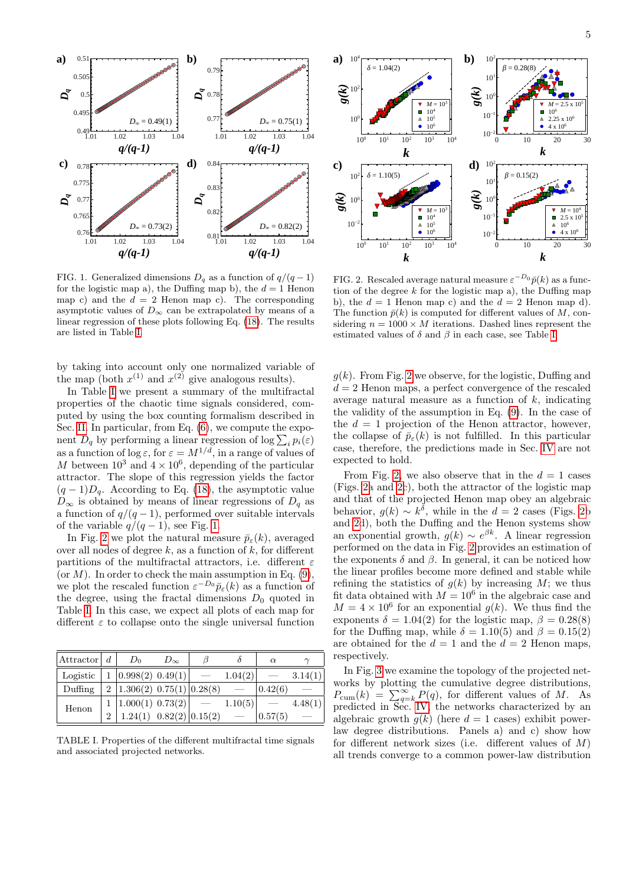FIG. 1. Generalized dimensions $D_q$ as a function of $q/(q-1)$ for the logistic map a), the Duffing map b), the $d=1$ Henon map c) and the $d=2$ Henon map c). The corresponding asymptotic values of $D_\infty$ can be extrapolated by means of a linear regression of these plots following Eq. (18). The results are listed in Table I.

FIG. 2. Rescaled average natural measure $\varepsilon^{-D_0}\bar{p}(k)$ as a function of the degree $k$ for the logistic map a), the Duffing map b), the $d=1$ Henon map c) and the $d=2$ Henon map d). The function $\bar{p}(k)$ is computed for different values of $M$, considering $n = 1000 \times M$ iterations. Dashed lines represent the estimated values of $\delta$ and $\beta$ in each case, see Table I.

by taking into account only one normalized variable of the map (both $x^{(1)}$ and $x^{(2)}$ give analogous results).

In Table I we present a summary of the multifractal properties of the chaotic time signals considered, computed by using the box counting formalism described in Sec. II. In particular, from Eq. (6), we compute the exponent $D_q$ by performing a linear regression of $\log \sum_i p_i(\varepsilon)$ as a function of $\log \varepsilon$, for $\varepsilon = M^{1/d}$, in a range of values of $M$ between $10^3$ and $4 \times 10^6$, depending of the particular attractor. The slope of this regression yields the factor $(q-1)D_q$. According to Eq. (18), the asymptotic value $D_\infty$ is obtained by means of linear regressions of $D_q$ as a function of $q/(q-1)$, performed over suitable intervals of the variable $q/(q-1)$, see Fig. 1.

In Fig. 2 we plot the natural measure $\bar{p}_\varepsilon(k)$, averaged over all nodes of degree $k$, as a function of $k$, for different partitions of the multifractal attractors, i.e. different $\varepsilon$ (or $M$). In order to check the main assumption in Eq. (9), we plot the rescaled function $\varepsilon^{-D_0}\bar{p}_\varepsilon(k)$ as a function of the degree, using the fractal dimensions $D_0$ quoted in Table I. In this case, we expect all plots of each map for different $\varepsilon$ to collapse onto the single universal function

| Attractor | $d$ | $D_0$ | $D_\infty$ | $\beta$ | $\delta$ | $\alpha$ | $\gamma$ |
|---|---|---|---|---|---|---|---|
| Logistic | 1 | 0.998(2) | 0.49(1) | — | 1.04(2) | — | 3.14(1) |
| Duffing | 2 | 1.306(2) | 0.75(1) | 0.28(8) | — | 0.42(6) | — |
| Henon | 1 | 1.000(1) | 0.73(2) | — | 1.10(5) | — | 4.48(1) |
| | 2 | 1.24(1) | 0.82(2) | 0.15(2) | — | 0.57(5) | — |

TABLE I. Properties of the different multifractal time signals and associated projected networks.

$g(k)$. From Fig. 2 we observe, for the logistic, Duffing and $d=2$ Henon maps, a perfect convergence of the rescaled average natural measure as a function of $k$, indicating the validity of the assumption in Eq. (9). In the case of the $d=1$ projection of the Henon attractor, however, the collapse of $\bar{p}_\varepsilon(k)$ is not fulfilled. In this particular case, therefore, the predictions made in Sec. IV are not expected to hold.

From Fig. 2, we also observe that in the $d=1$ cases (Figs. 2a and 2c), both the attractor of the logistic map and that of the projected Henon map obey an algebraic behavior, $g(k) \sim k^\delta$, while in the $d=2$ cases (Figs. 2b and 2d), both the Duffing and the Henon systems show an exponential growth, $g(k) \sim e^{\beta k}$. A linear regression performed on the data in Fig. 2 provides an estimation of the exponents $\delta$ and $\beta$. In general, it can be noticed how the linear profiles become more defined and stable while refining the statistics of $g(k)$ by increasing $M$; we thus fit data obtained with $M=10^6$ in the algebraic case and $M = 4 \times 10^6$ for an exponential $g(k)$. We thus find the exponents $\delta = 1.04(2)$ for the logistic map, $\beta = 0.28(8)$ for the Duffing map, while $\delta = 1.10(5)$ and $\beta = 0.15(2)$ are obtained for the $d=1$ and the $d=2$ Henon maps, respectively.

In Fig. 3 we examine the topology of the projected networks by plotting the cumulative degree distributions, $P_{\mathrm{cum}}(k) = \sum_{q=k}^{\infty} P(q)$, for different values of $M$. As predicted in Sec. IV, the networks characterized by an algebraic growth $g(k)$ (here $d=1$ cases) exhibit power-law degree distributions. Panels a) and c) show how for different network sizes (i.e. different values of $M$) all trends converge to a common power-law distribution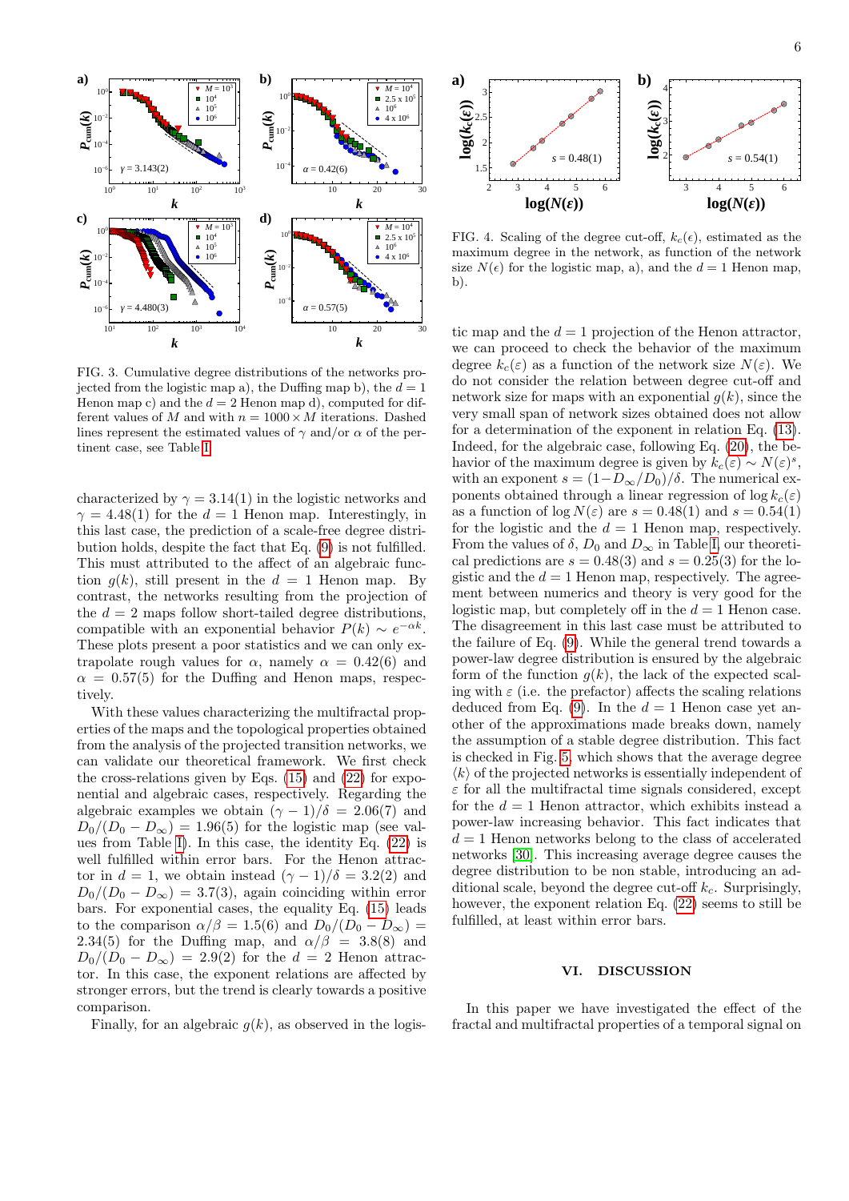FIG. 3. Cumulative degree distributions of the networks projected from the logistic map a), the Duffing map b), the $d = 1$ Henon map c) and the $d = 2$ Henon map d), computed for different values of $M$ and with $n = 1000 \times M$ iterations. Dashed lines represent the estimated values of $\gamma$ and/or $\alpha$ of the pertinent case, see Table I.

characterized by $\gamma = 3.14(1)$ in the logistic networks and $\gamma = 4.48(1)$ for the $d = 1$ Henon map. Interestingly, in this last case, the prediction of a scale-free degree distribution holds, despite the fact that Eq. (9) is not fulfilled. This must attributed to the affect of an algebraic function $g(k)$, still present in the $d = 1$ Henon map. By contrast, the networks resulting from the projection of the $d = 2$ maps follow short-tailed degree distributions, compatible with an exponential behavior $P(k) \sim e^{-\alpha k}$. These plots present a poor statistics and we can only extrapolate rough values for $\alpha$, namely $\alpha = 0.42(6)$ and $\alpha = 0.57(5)$ for the Duffing and Henon maps, respectively.

With these values characterizing the multifractal properties of the maps and the topological properties obtained from the analysis of the projected transition networks, we can validate our theoretical framework. We first check the cross-relations given by Eqs. (15) and (22) for exponential and algebraic cases, respectively. Regarding the algebraic examples we obtain $(\gamma - 1)/\delta = 2.06(7)$ and $D_0/(D_0 - D_\infty) = 1.96(5)$ for the logistic map (see values from Table I). In this case, the identity Eq. (22) is well fulfilled within error bars. For the Henon attractor in $d = 1$, we obtain instead $(\gamma - 1)/\delta = 3.2(2)$ and $D_0/(D_0 - D_\infty) = 3.7(3)$, again coinciding within error bars. For exponential cases, the equality Eq. (15) leads to the comparison $\alpha/\beta = 1.5(6)$ and $D_0/(D_0 - D_\infty) = 2.34(5)$ for the Duffing map, and $\alpha/\beta = 3.8(8)$ and $D_0/(D_0 - D_\infty) = 2.9(2)$ for the $d = 2$ Henon attractor. In this case, the exponent relations are affected by stronger errors, but the trend is clearly towards a positive comparison.

Finally, for an algebraic $g(k)$, as observed in the logistic map and the $d = 1$ projection of the Henon attractor, we can proceed to check the behavior of the maximum degree $k_c(\varepsilon)$ as a function of the network size $N(\varepsilon)$. We do not consider the relation between degree cut-off and network size for maps with an exponential $g(k)$, since the very small span of network sizes obtained does not allow for a determination of the exponent in relation Eq. (13). Indeed, for the algebraic case, following Eq. (20), the behavior of the maximum degree is given by $k_c(\varepsilon) \sim N(\varepsilon)^s$, with an exponent $s = (1 - D_\infty/D_0)/\delta$. The numerical exponents obtained through a linear regression of $\log k_c(\varepsilon)$ as a function of $\log N(\varepsilon)$ are $s = 0.48(1)$ and $s = 0.54(1)$ for the logistic and the $d = 1$ Henon map, respectively. From the values of $\delta$, $D_0$ and $D_\infty$ in Table I, our theoretical predictions are $s = 0.48(3)$ and $s = 0.25(3)$ for the logistic and the $d = 1$ Henon map, respectively. The agreement between numerics and theory is very good for the logistic map, but completely off in the $d = 1$ Henon case. The disagreement in this last case must be attributed to the failure of Eq. (9). While the general trend towards a power-law degree distribution is ensured by the algebraic form of the function $g(k)$, the lack of the expected scaling with $\varepsilon$ (i.e. the prefactor) affects the scaling relations deduced from Eq. (9). In the $d = 1$ Henon case yet another of the approximations made breaks down, namely the assumption of a stable degree distribution. This fact is checked in Fig. 5, which shows that the average degree $\langle k \rangle$ of the projected networks is essentially independent of $\varepsilon$ for all the multifractal time signals considered, except for the $d = 1$ Henon attractor, which exhibits instead a power-law increasing behavior. This fact indicates that $d = 1$ Henon networks belong to the class of accelerated networks [30]. This increasing average degree causes the degree distribution to be non stable, introducing an additional scale, beyond the degree cut-off $k_c$. Surprisingly, however, the exponent relation Eq. (22) seems to still be fulfilled, at least within error bars.

FIG. 4. Scaling of the degree cut-off, $k_c(\epsilon)$, estimated as the maximum degree in the network, as function of the network size $N(\epsilon)$ for the logistic map, a), and the $d = 1$ Henon map, b).

## VI. DISCUSSION

In this paper we have investigated the effect of the fractal and multifractal properties of a temporal signal on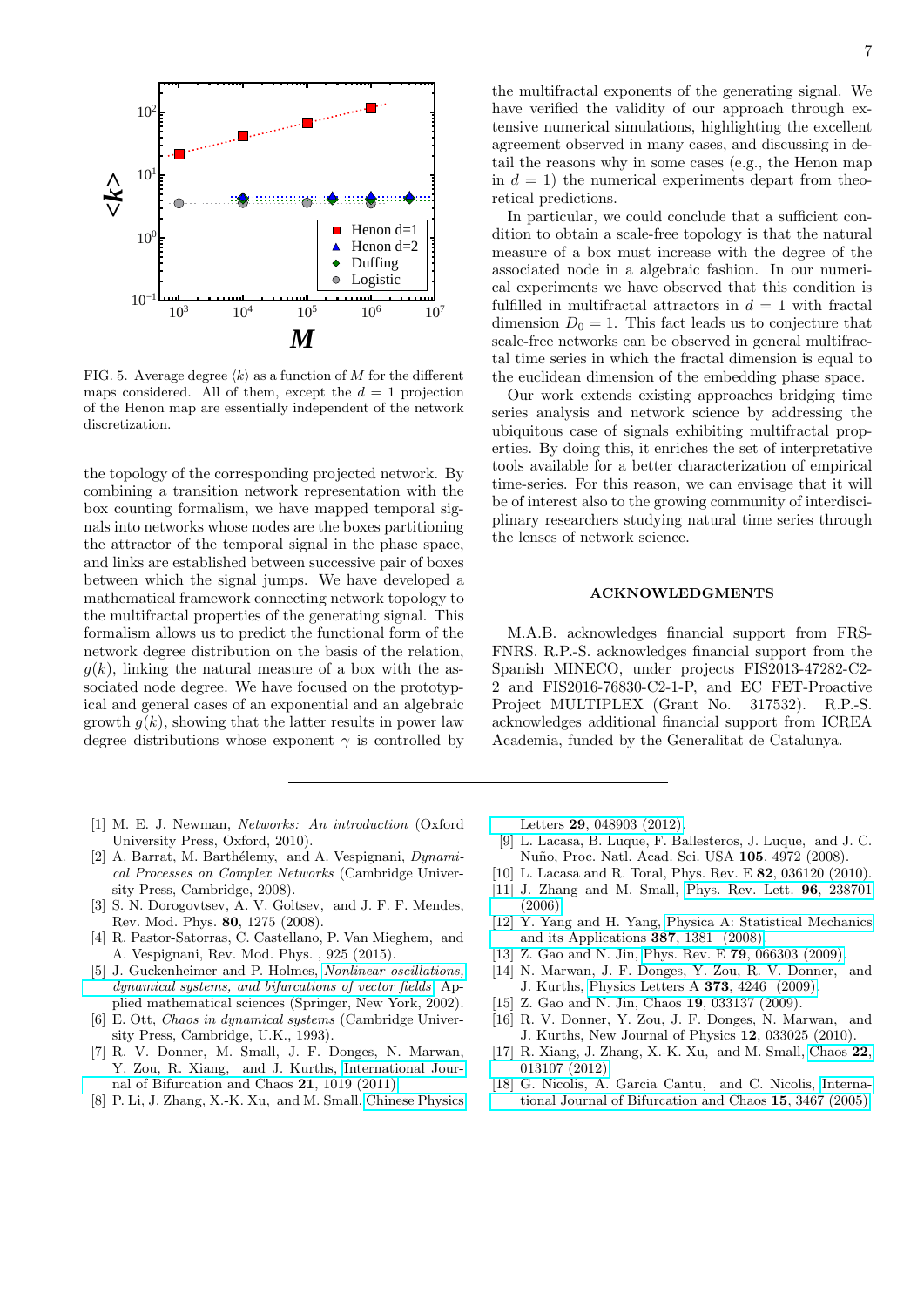FIG. 5. Average degree $\langle k \rangle$ as a function of $M$ for the different maps considered. All of them, except the $d = 1$ projection of the Henon map are essentially independent of the network discretization.

the topology of the corresponding projected network. By combining a transition network representation with the box counting formalism, we have mapped temporal signals into networks whose nodes are the boxes partitioning the attractor of the temporal signal in the phase space, and links are established between successive pair of boxes between which the signal jumps. We have developed a mathematical framework connecting network topology to the multifractal properties of the generating signal. This formalism allows us to predict the functional form of the network degree distribution on the basis of the relation, $g(k)$, linking the natural measure of a box with the associated node degree. We have focused on the prototypical and general cases of an exponential and an algebraic growth $g(k)$, showing that the latter results in power law degree distributions whose exponent $\gamma$ is controlled by the multifractal exponents of the generating signal. We have verified the validity of our approach through extensive numerical simulations, highlighting the excellent agreement observed in many cases, and discussing in detail the reasons why in some cases (e.g., the Henon map in $d = 1$) the numerical experiments depart from theoretical predictions.

In particular, we could conclude that a sufficient condition to obtain a scale-free topology is that the natural measure of a box must increase with the degree of the associated node in a algebraic fashion. In our numerical experiments we have observed that this condition is fulfilled in multifractal attractors in $d = 1$ with fractal dimension $D_0 = 1$. This fact leads us to conjecture that scale-free networks can be observed in general multifractal time series in which the fractal dimension is equal to the euclidean dimension of the embedding phase space.

Our work extends existing approaches bridging time series analysis and network science by addressing the ubiquitous case of signals exhibiting multifractal properties. By doing this, it enriches the set of interpretative tools available for a better characterization of empirical time-series. For this reason, we can envisage that it will be of interest also to the growing community of interdisciplinary researchers studying natural time series through the lenses of network science.

## ACKNOWLEDGMENTS

M.A.B. acknowledges financial support from FRS-FNRS. R.P.-S. acknowledges financial support from the Spanish MINECO, under projects FIS2013-47282-C2-2 and FIS2016-76830-C2-1-P, and EC FET-Proactive Project MULTIPLEX (Grant No. 317532). R.P.-S. acknowledges additional financial support from ICREA Academia, funded by the Generalitat de Catalunya.

---

[1] M. E. J. Newman, *Networks: An introduction* (Oxford University Press, Oxford, 2010).

[2] A. Barrat, M. Barthélemy, and A. Vespignani, *Dynamical Processes on Complex Networks* (Cambridge University Press, Cambridge, 2008).

[3] S. N. Dorogovtsev, A. V. Goltsev, and J. F. F. Mendes, Rev. Mod. Phys. **80**, 1275 (2008).

[4] R. Pastor-Satorras, C. Castellano, P. Van Mieghem, and A. Vespignani, Rev. Mod. Phys. , 925 (2015).

[5] J. Guckenheimer and P. Holmes, *Nonlinear oscillations, dynamical systems, and bifurcations of vector fields*, Applied mathematical sciences (Springer, New York, 2002).

[6] E. Ott, *Chaos in dynamical systems* (Cambridge University Press, Cambridge, U.K., 1993).

[7] R. V. Donner, M. Small, J. F. Donges, N. Marwan, Y. Zou, R. Xiang, and J. Kurths, International Journal of Bifurcation and Chaos **21**, 1019 (2011).

[8] P. Li, J. Zhang, X.-K. Xu, and M. Small, Chinese Physics Letters **29**, 048903 (2012).

[9] L. Lacasa, B. Luque, F. Ballesteros, J. Luque, and J. C. Nuño, Proc. Natl. Acad. Sci. USA **105**, 4972 (2008).

[10] L. Lacasa and R. Toral, Phys. Rev. E **82**, 036120 (2010).

[11] J. Zhang and M. Small, Phys. Rev. Lett. **96**, 238701 (2006).

[12] Y. Yang and H. Yang, Physica A: Statistical Mechanics and its Applications **387**, 1381 (2008).

[13] Z. Gao and N. Jin, Phys. Rev. E **79**, 066303 (2009).

[14] N. Marwan, J. F. Donges, Y. Zou, R. V. Donner, and J. Kurths, Physics Letters A **373**, 4246 (2009).

[15] Z. Gao and N. Jin, Chaos **19**, 033137 (2009).

[16] R. V. Donner, Y. Zou, J. F. Donges, N. Marwan, and J. Kurths, New Journal of Physics **12**, 033025 (2010).

[17] R. Xiang, J. Zhang, X.-K. Xu, and M. Small, Chaos **22**, 013107 (2012).

[18] G. Nicolis, A. Garcia Cantu, and C. Nicolis, International Journal of Bifurcation and Chaos **15**, 3467 (2005).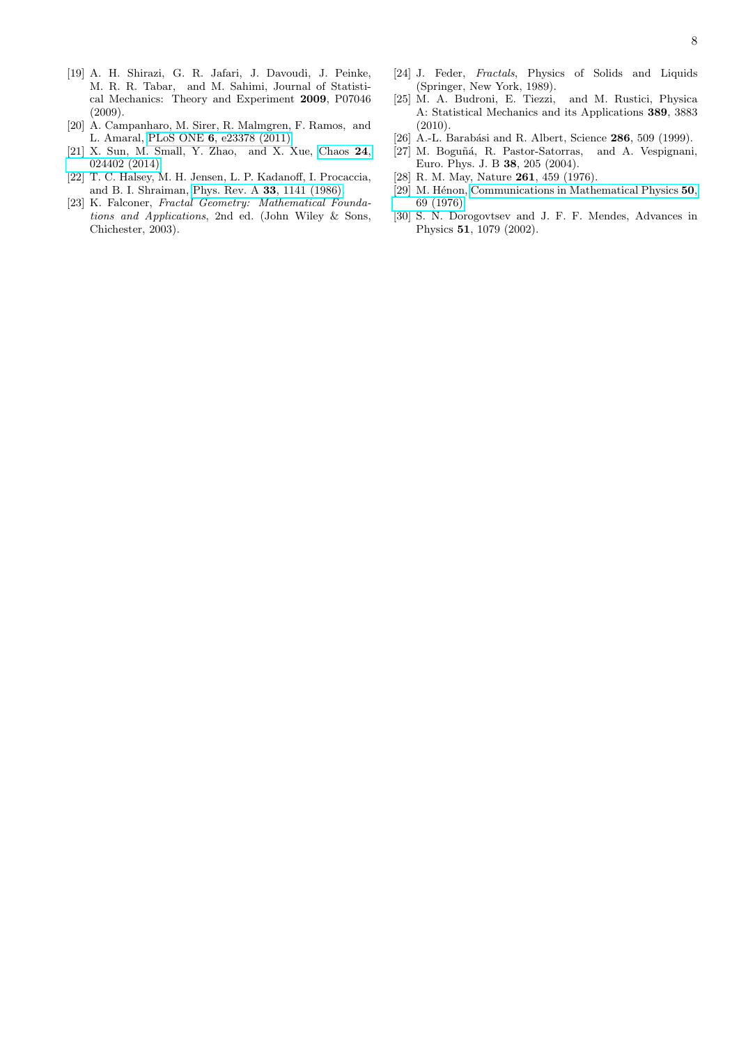[19] A. H. Shirazi, G. R. Jafari, J. Davoudi, J. Peinke, M. R. R. Tabar, and M. Sahimi, Journal of Statistical Mechanics: Theory and Experiment **2009**, P07046 (2009).

[20] A. Campanharo, M. Sirer, R. Malmgren, F. Ramos, and L. Amaral, PLoS ONE **6**, e23378 (2011).

[21] X. Sun, M. Small, Y. Zhao, and X. Xue, Chaos **24**, 024402 (2014).

[22] T. C. Halsey, M. H. Jensen, L. P. Kadanoff, I. Procaccia, and B. I. Shraiman, Phys. Rev. A **33**, 1141 (1986).

[23] K. Falconer, *Fractal Geometry: Mathematical Foundations and Applications*, 2nd ed. (John Wiley & Sons, Chichester, 2003).

[24] J. Feder, *Fractals*, Physics of Solids and Liquids (Springer, New York, 1989).

[25] M. A. Budroni, E. Tiezzi, and M. Rustici, Physica A: Statistical Mechanics and its Applications **389**, 3883 (2010).

[26] A.-L. Barabási and R. Albert, Science **286**, 509 (1999).

[27] M. Boguñá, R. Pastor-Satorras, and A. Vespignani, Euro. Phys. J. B **38**, 205 (2004).

[28] R. M. May, Nature **261**, 459 (1976).

[29] M. Hénon, Communications in Mathematical Physics **50**, 69 (1976).

[30] S. N. Dorogovtsev and J. F. F. Mendes, Advances in Physics **51**, 1079 (2002).